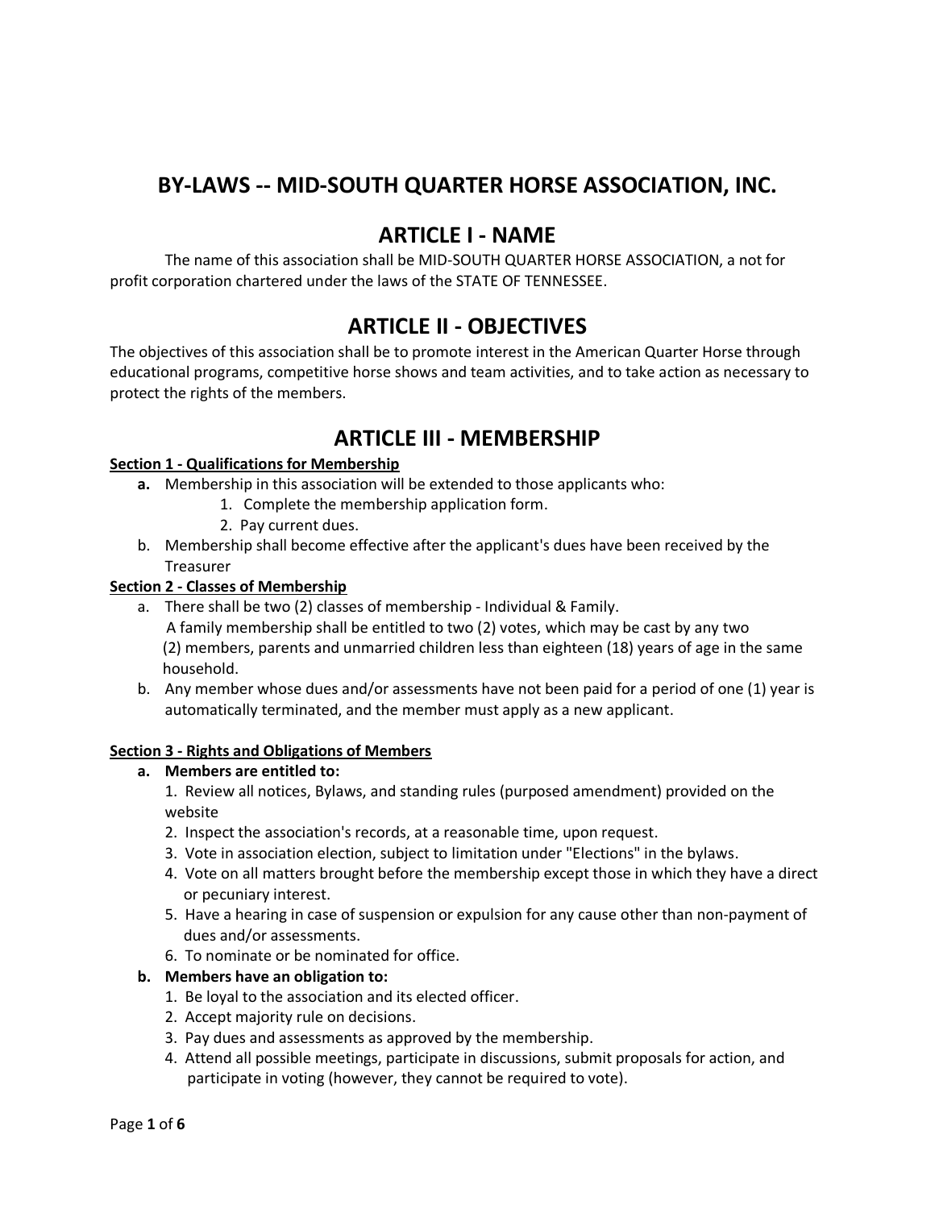# BY-LAWS -- MID-SOUTH QUARTER HORSE ASSOCIATION, INC.

## ARTICLE I - NAME

The name of this association shall be MID-SOUTH QUARTER HORSE ASSOCIATION, a not for profit corporation chartered under the laws of the STATE OF TENNESSEE.

## ARTICLE II - OBJECTIVES

The objectives of this association shall be to promote interest in the American Quarter Horse through educational programs, competitive horse shows and team activities, and to take action as necessary to protect the rights of the members.

## ARTICLE III - MEMBERSHIP

**Section 1 - Qualifications for Membership**

- **a.** Membership in this association will be extended to those applicants who:
  1. Complete the membership application form.
  2. Pay current dues.
- b. Membership shall become effective after the applicant's dues have been received by the Treasurer

**Section 2 - Classes of Membership**

- a. There shall be two (2) classes of membership - Individual & Family.
  A family membership shall be entitled to two (2) votes, which may be cast by any two (2) members, parents and unmarried children less than eighteen (18) years of age in the same household.
- b. Any member whose dues and/or assessments have not been paid for a period of one (1) year is automatically terminated, and the member must apply as a new applicant.

**Section 3 - Rights and Obligations of Members**

- **a. Members are entitled to:**
  1. Review all notices, Bylaws, and standing rules (purposed amendment) provided on the website
  2. Inspect the association's records, at a reasonable time, upon request.
  3. Vote in association election, subject to limitation under "Elections" in the bylaws.
  4. Vote on all matters brought before the membership except those in which they have a direct or pecuniary interest.
  5. Have a hearing in case of suspension or expulsion for any cause other than non-payment of dues and/or assessments.
  6. To nominate or be nominated for office.
- **b. Members have an obligation to:**
  1. Be loyal to the association and its elected officer.
  2. Accept majority rule on decisions.
  3. Pay dues and assessments as approved by the membership.
  4. Attend all possible meetings, participate in discussions, submit proposals for action, and participate in voting (however, they cannot be required to vote).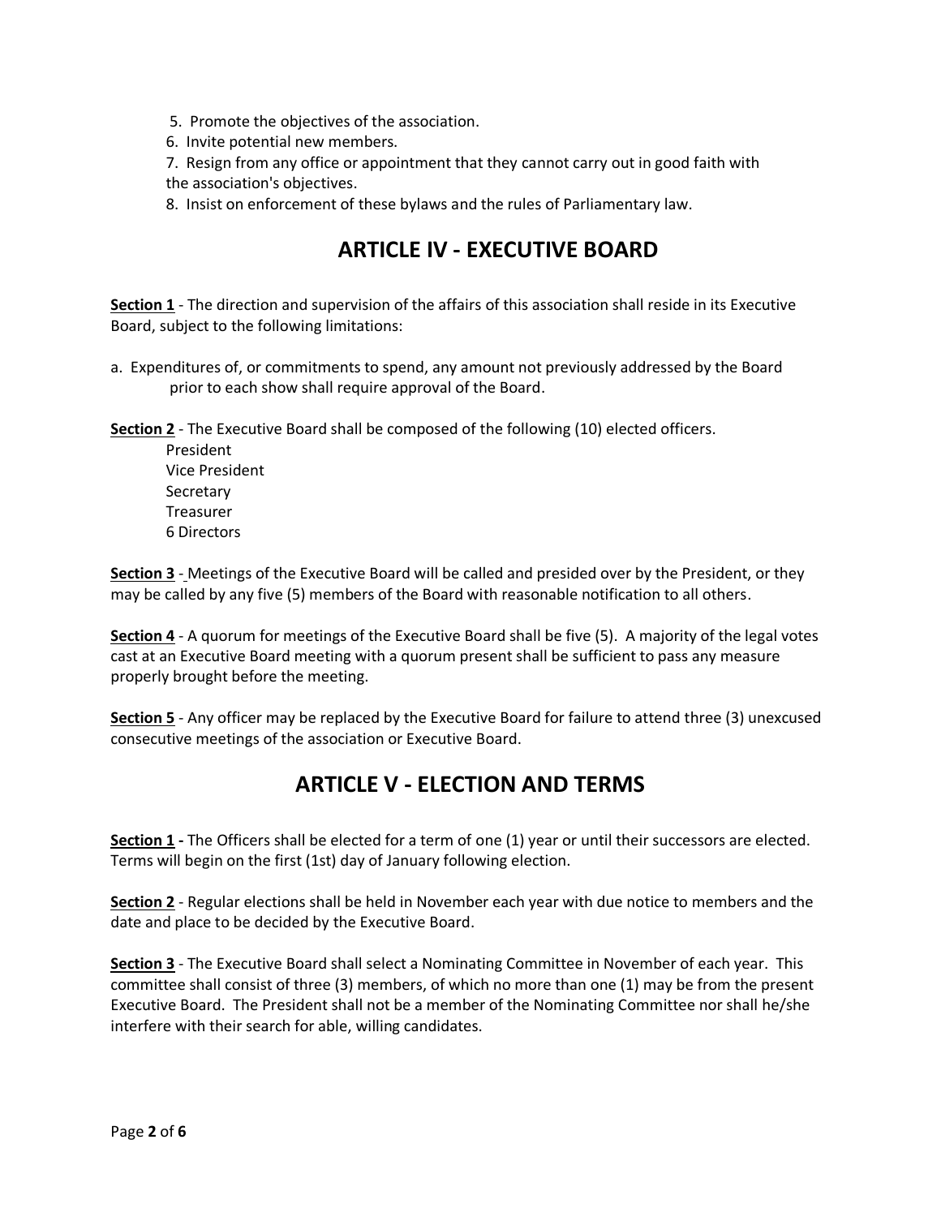5. Promote the objectives of the association.
6. Invite potential new members.
7. Resign from any office or appointment that they cannot carry out in good faith with the association's objectives.
8. Insist on enforcement of these bylaws and the rules of Parliamentary law.

## ARTICLE IV - EXECUTIVE BOARD

**Section 1** - The direction and supervision of the affairs of this association shall reside in its Executive Board, subject to the following limitations:

a. Expenditures of, or commitments to spend, any amount not previously addressed by the Board prior to each show shall require approval of the Board.

**Section 2** - The Executive Board shall be composed of the following (10) elected officers.

President
Vice President
Secretary
Treasurer
6 Directors

**Section 3** - Meetings of the Executive Board will be called and presided over by the President, or they may be called by any five (5) members of the Board with reasonable notification to all others.

**Section 4** - A quorum for meetings of the Executive Board shall be five (5). A majority of the legal votes cast at an Executive Board meeting with a quorum present shall be sufficient to pass any measure properly brought before the meeting.

**Section 5** - Any officer may be replaced by the Executive Board for failure to attend three (3) unexcused consecutive meetings of the association or Executive Board.

## ARTICLE V - ELECTION AND TERMS

**Section 1 -** The Officers shall be elected for a term of one (1) year or until their successors are elected. Terms will begin on the first (1st) day of January following election.

**Section 2** - Regular elections shall be held in November each year with due notice to members and the date and place to be decided by the Executive Board.

**Section 3** - The Executive Board shall select a Nominating Committee in November of each year. This committee shall consist of three (3) members, of which no more than one (1) may be from the present Executive Board. The President shall not be a member of the Nominating Committee nor shall he/she interfere with their search for able, willing candidates.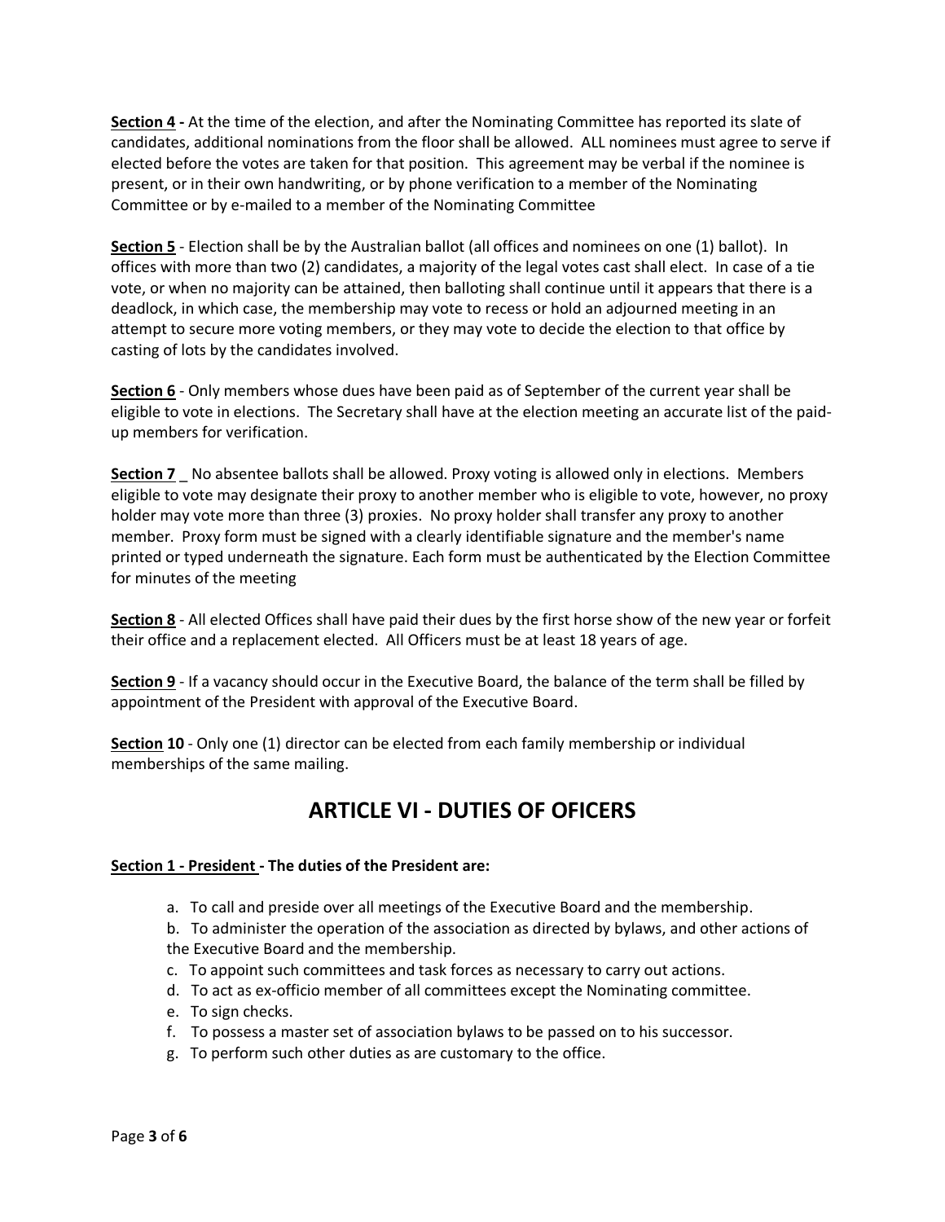**Section 4 -** At the time of the election, and after the Nominating Committee has reported its slate of candidates, additional nominations from the floor shall be allowed. ALL nominees must agree to serve if elected before the votes are taken for that position. This agreement may be verbal if the nominee is present, or in their own handwriting, or by phone verification to a member of the Nominating Committee or by e-mailed to a member of the Nominating Committee

**Section 5** - Election shall be by the Australian ballot (all offices and nominees on one (1) ballot). In offices with more than two (2) candidates, a majority of the legal votes cast shall elect. In case of a tie vote, or when no majority can be attained, then balloting shall continue until it appears that there is a deadlock, in which case, the membership may vote to recess or hold an adjourned meeting in an attempt to secure more voting members, or they may vote to decide the election to that office by casting of lots by the candidates involved.

**Section 6** - Only members whose dues have been paid as of September of the current year shall be eligible to vote in elections. The Secretary shall have at the election meeting an accurate list of the paid-up members for verification.

**Section 7** _ No absentee ballots shall be allowed. Proxy voting is allowed only in elections. Members eligible to vote may designate their proxy to another member who is eligible to vote, however, no proxy holder may vote more than three (3) proxies. No proxy holder shall transfer any proxy to another member. Proxy form must be signed with a clearly identifiable signature and the member's name printed or typed underneath the signature. Each form must be authenticated by the Election Committee for minutes of the meeting

**Section 8** - All elected Offices shall have paid their dues by the first horse show of the new year or forfeit their office and a replacement elected. All Officers must be at least 18 years of age.

**Section 9** - If a vacancy should occur in the Executive Board, the balance of the term shall be filled by appointment of the President with approval of the Executive Board.

**Section 10** - Only one (1) director can be elected from each family membership or individual memberships of the same mailing.

## ARTICLE VI - DUTIES OF OFICERS

**Section 1 - President - The duties of the President are:**

a. To call and preside over all meetings of the Executive Board and the membership.
b. To administer the operation of the association as directed by bylaws, and other actions of the Executive Board and the membership.
c. To appoint such committees and task forces as necessary to carry out actions.
d. To act as ex-officio member of all committees except the Nominating committee.
e. To sign checks.
f. To possess a master set of association bylaws to be passed on to his successor.
g. To perform such other duties as are customary to the office.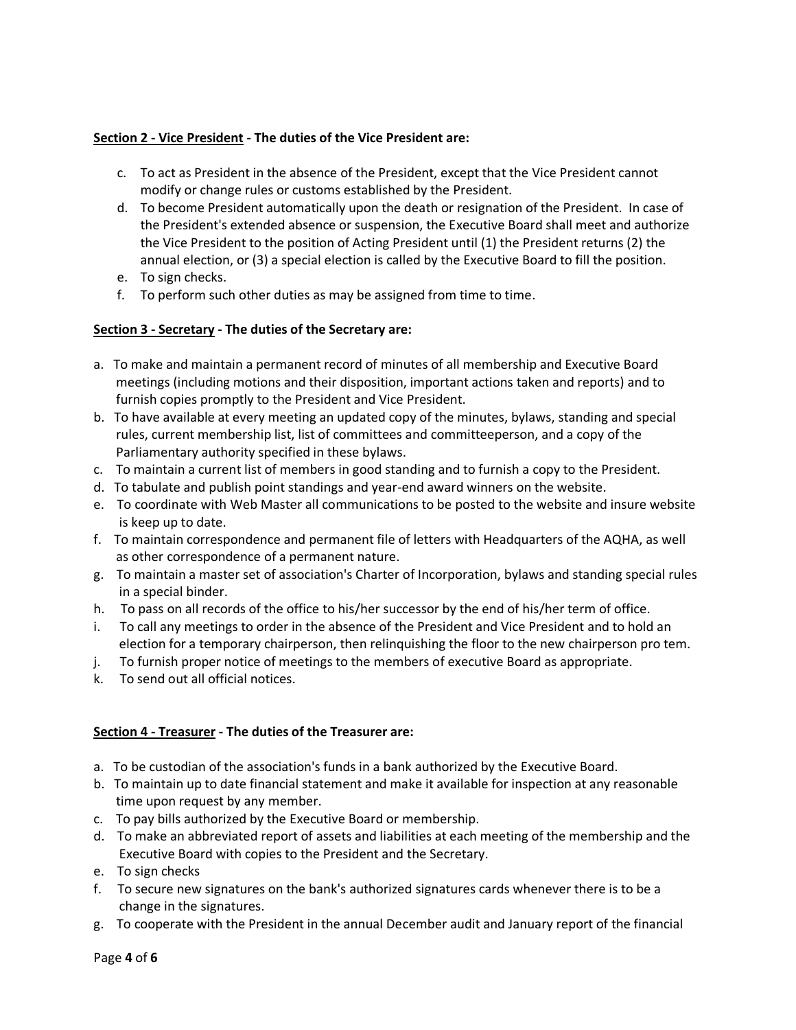**Section 2 - Vice President - The duties of the Vice President are:**

c. To act as President in the absence of the President, except that the Vice President cannot modify or change rules or customs established by the President.
d. To become President automatically upon the death or resignation of the President. In case of the President's extended absence or suspension, the Executive Board shall meet and authorize the Vice President to the position of Acting President until (1) the President returns (2) the annual election, or (3) a special election is called by the Executive Board to fill the position.
e. To sign checks.
f. To perform such other duties as may be assigned from time to time.

**Section 3 - Secretary - The duties of the Secretary are:**

a. To make and maintain a permanent record of minutes of all membership and Executive Board meetings (including motions and their disposition, important actions taken and reports) and to furnish copies promptly to the President and Vice President.
b. To have available at every meeting an updated copy of the minutes, bylaws, standing and special rules, current membership list, list of committees and committeeperson, and a copy of the Parliamentary authority specified in these bylaws.
c. To maintain a current list of members in good standing and to furnish a copy to the President.
d. To tabulate and publish point standings and year-end award winners on the website.
e. To coordinate with Web Master all communications to be posted to the website and insure website is keep up to date.
f. To maintain correspondence and permanent file of letters with Headquarters of the AQHA, as well as other correspondence of a permanent nature.
g. To maintain a master set of association's Charter of Incorporation, bylaws and standing special rules in a special binder.
h. To pass on all records of the office to his/her successor by the end of his/her term of office.
i. To call any meetings to order in the absence of the President and Vice President and to hold an election for a temporary chairperson, then relinquishing the floor to the new chairperson pro tem.
j. To furnish proper notice of meetings to the members of executive Board as appropriate.
k. To send out all official notices.

**Section 4 - Treasurer - The duties of the Treasurer are:**

a. To be custodian of the association's funds in a bank authorized by the Executive Board.
b. To maintain up to date financial statement and make it available for inspection at any reasonable time upon request by any member.
c. To pay bills authorized by the Executive Board or membership.
d. To make an abbreviated report of assets and liabilities at each meeting of the membership and the Executive Board with copies to the President and the Secretary.
e. To sign checks
f. To secure new signatures on the bank's authorized signatures cards whenever there is to be a change in the signatures.
g. To cooperate with the President in the annual December audit and January report of the financial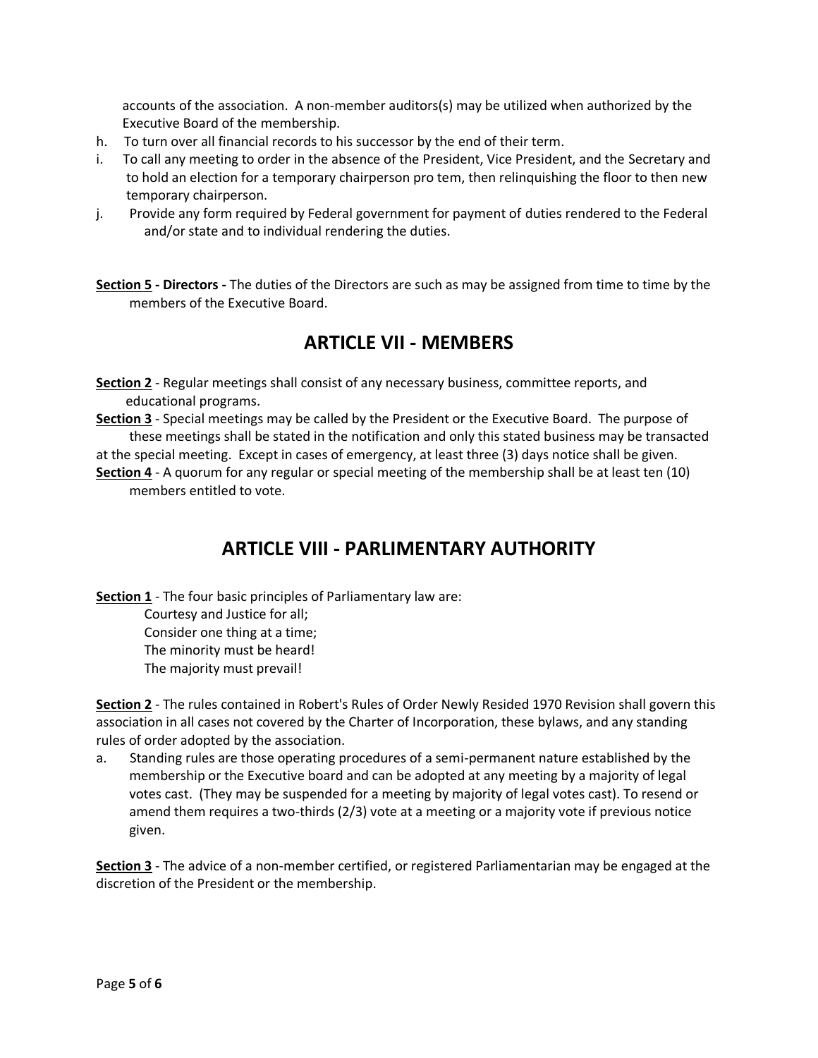accounts of the association. A non-member auditors(s) may be utilized when authorized by the Executive Board of the membership.

h. To turn over all financial records to his successor by the end of their term.
i. To call any meeting to order in the absence of the President, Vice President, and the Secretary and to hold an election for a temporary chairperson pro tem, then relinquishing the floor to then new temporary chairperson.
j. Provide any form required by Federal government for payment of duties rendered to the Federal and/or state and to individual rendering the duties.

**Section 5 - Directors -** The duties of the Directors are such as may be assigned from time to time by the members of the Executive Board.

## ARTICLE VII - MEMBERS

**Section 2** - Regular meetings shall consist of any necessary business, committee reports, and educational programs.

**Section 3** - Special meetings may be called by the President or the Executive Board. The purpose of these meetings shall be stated in the notification and only this stated business may be transacted at the special meeting. Except in cases of emergency, at least three (3) days notice shall be given.

**Section 4** - A quorum for any regular or special meeting of the membership shall be at least ten (10) members entitled to vote.

## ARTICLE VIII - PARLIMENTARY AUTHORITY

**Section 1** - The four basic principles of Parliamentary law are:

Courtesy and Justice for all;
Consider one thing at a time;
The minority must be heard!
The majority must prevail!

**Section 2** - The rules contained in Robert's Rules of Order Newly Resided 1970 Revision shall govern this association in all cases not covered by the Charter of Incorporation, these bylaws, and any standing rules of order adopted by the association.

a. Standing rules are those operating procedures of a semi-permanent nature established by the membership or the Executive board and can be adopted at any meeting by a majority of legal votes cast. (They may be suspended for a meeting by majority of legal votes cast). To resend or amend them requires a two-thirds (2/3) vote at a meeting or a majority vote if previous notice given.

**Section 3** - The advice of a non-member certified, or registered Parliamentarian may be engaged at the discretion of the President or the membership.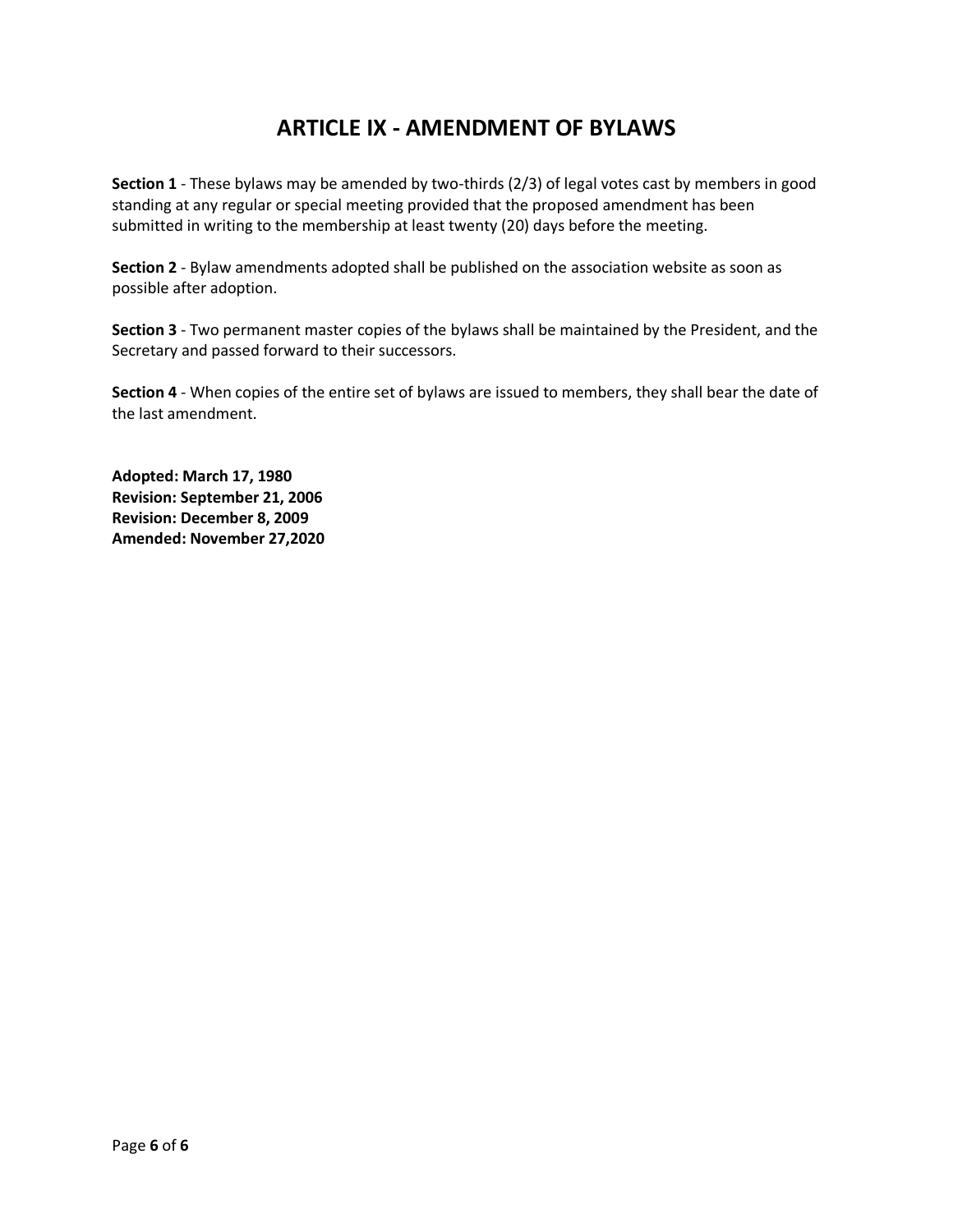# ARTICLE IX - AMENDMENT OF BYLAWS

**Section 1** - These bylaws may be amended by two-thirds (2/3) of legal votes cast by members in good standing at any regular or special meeting provided that the proposed amendment has been submitted in writing to the membership at least twenty (20) days before the meeting.

**Section 2** - Bylaw amendments adopted shall be published on the association website as soon as possible after adoption.

**Section 3** - Two permanent master copies of the bylaws shall be maintained by the President, and the Secretary and passed forward to their successors.

**Section 4** - When copies of the entire set of bylaws are issued to members, they shall bear the date of the last amendment.

**Adopted: March 17, 1980**
**Revision: September 21, 2006**
**Revision: December 8, 2009**
**Amended: November 27,2020**